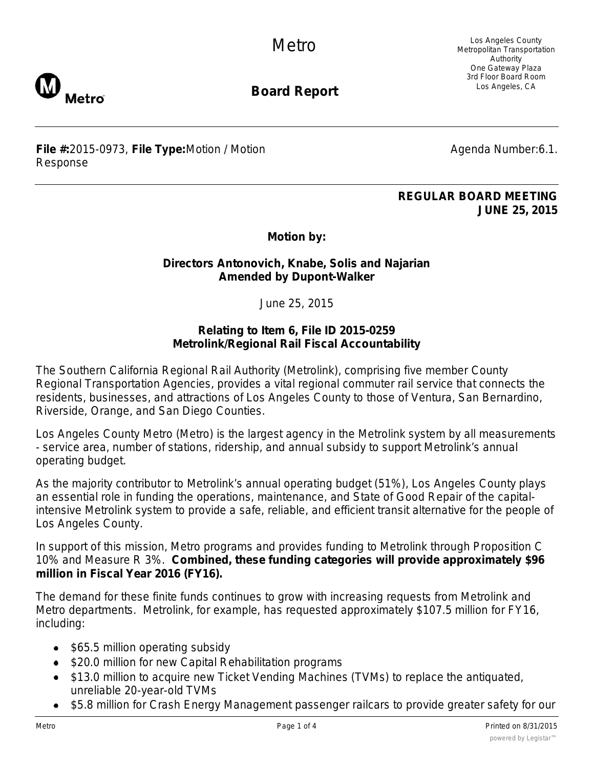# Metro

## Board Report

Los Angeles County Metropolitan Transportation Authority
One Gateway Plaza
3rd Floor Board Room
Los Angeles, CA

**File #:**2015-0973, **File Type:**Motion / Motion Response

Agenda Number:6.1.

**REGULAR BOARD MEETING**
**JUNE 25, 2015**

**Motion by:**

**Directors Antonovich, Knabe, Solis and Najarian**
**Amended by Dupont-Walker**

June 25, 2015

**Relating to Item 6, File ID 2015-0259**
**Metrolink/Regional Rail Fiscal Accountability**

The Southern California Regional Rail Authority (Metrolink), comprising five member County Regional Transportation Agencies, provides a vital regional commuter rail service that connects the residents, businesses, and attractions of Los Angeles County to those of Ventura, San Bernardino, Riverside, Orange, and San Diego Counties.

Los Angeles County Metro (Metro) is the largest agency in the Metrolink system by all measurements - service area, number of stations, ridership, and annual subsidy to support Metrolink's annual operating budget.

As the majority contributor to Metrolink's annual operating budget (51%), Los Angeles County plays an essential role in funding the operations, maintenance, and State of Good Repair of the capital-intensive Metrolink system to provide a safe, reliable, and efficient transit alternative for the people of Los Angeles County.

In support of this mission, Metro programs and provides funding to Metrolink through Proposition C 10% and Measure R 3%. **Combined, these funding categories will provide approximately $96 million in Fiscal Year 2016 (FY16).**

The demand for these finite funds continues to grow with increasing requests from Metrolink and Metro departments. Metrolink, for example, has requested approximately $107.5 million for FY16, including:

- $65.5 million operating subsidy
- $20.0 million for new Capital Rehabilitation programs
- $13.0 million to acquire new Ticket Vending Machines (TVMs) to replace the antiquated, unreliable 20-year-old TVMs
- $5.8 million for Crash Energy Management passenger railcars to provide greater safety for our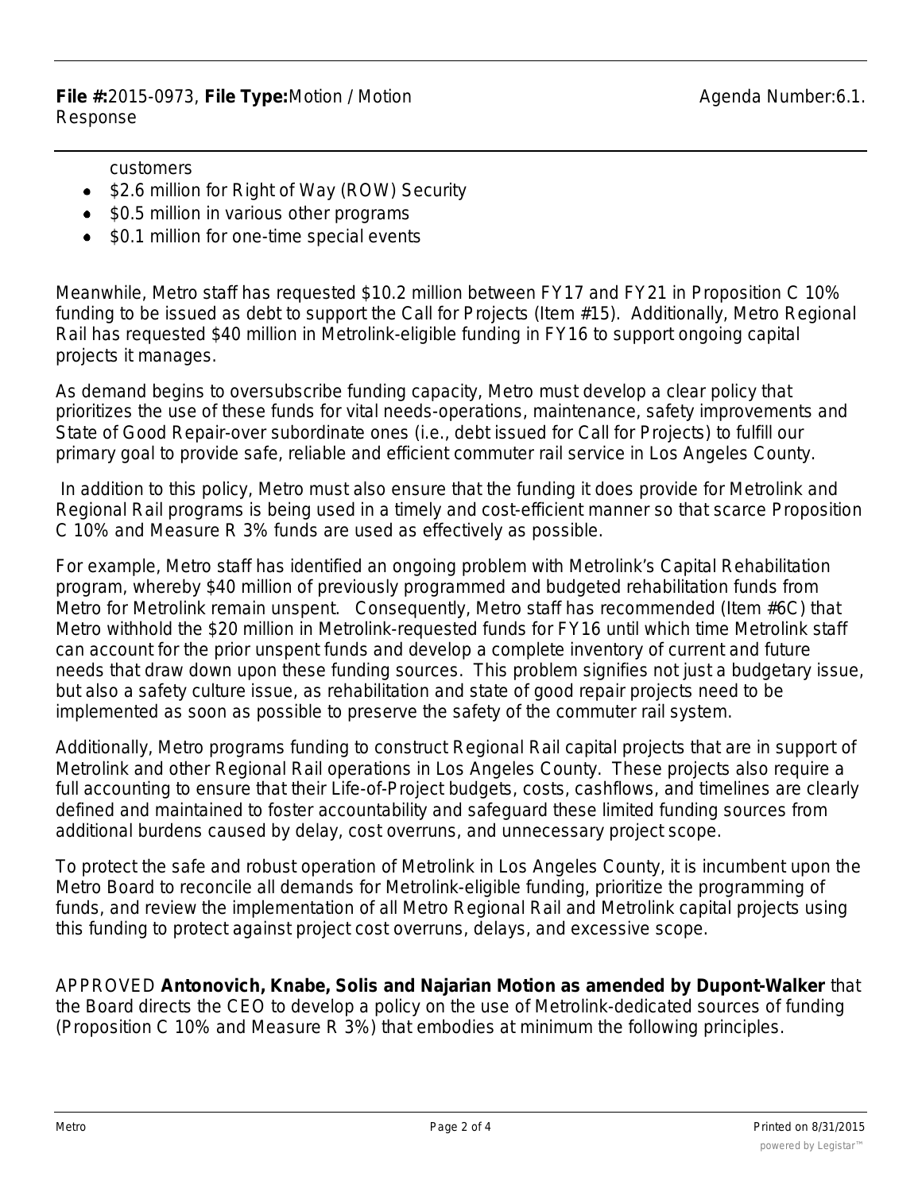customers

- $2.6 million for Right of Way (ROW) Security
- $0.5 million in various other programs
- $0.1 million for one-time special events

Meanwhile, Metro staff has requested $10.2 million between FY17 and FY21 in Proposition C 10% funding to be issued as debt to support the Call for Projects (Item #15). Additionally, Metro Regional Rail has requested $40 million in Metrolink-eligible funding in FY16 to support ongoing capital projects it manages.

As demand begins to oversubscribe funding capacity, Metro must develop a clear policy that prioritizes the use of these funds for vital needs-operations, maintenance, safety improvements and State of Good Repair-over subordinate ones (i.e., debt issued for Call for Projects) to fulfill our primary goal to provide safe, reliable and efficient commuter rail service in Los Angeles County.

In addition to this policy, Metro must also ensure that the funding it does provide for Metrolink and Regional Rail programs is being used in a timely and cost-efficient manner so that scarce Proposition C 10% and Measure R 3% funds are used as effectively as possible.

For example, Metro staff has identified an ongoing problem with Metrolink's Capital Rehabilitation program, whereby $40 million of previously programmed and budgeted rehabilitation funds from Metro for Metrolink remain unspent. Consequently, Metro staff has recommended (Item #6C) that Metro withhold the $20 million in Metrolink-requested funds for FY16 until which time Metrolink staff can account for the prior unspent funds and develop a complete inventory of current and future needs that draw down upon these funding sources. This problem signifies not just a budgetary issue, but also a safety culture issue, as rehabilitation and state of good repair projects need to be implemented as soon as possible to preserve the safety of the commuter rail system.

Additionally, Metro programs funding to construct Regional Rail capital projects that are in support of Metrolink and other Regional Rail operations in Los Angeles County. These projects also require a full accounting to ensure that their Life-of-Project budgets, costs, cashflows, and timelines are clearly defined and maintained to foster accountability and safeguard these limited funding sources from additional burdens caused by delay, cost overruns, and unnecessary project scope.

To protect the safe and robust operation of Metrolink in Los Angeles County, it is incumbent upon the Metro Board to reconcile all demands for Metrolink-eligible funding, prioritize the programming of funds, and review the implementation of all Metro Regional Rail and Metrolink capital projects using this funding to protect against project cost overruns, delays, and excessive scope.

APPROVED **Antonovich, Knabe, Solis and Najarian Motion as amended by Dupont-Walker** that the Board directs the CEO to develop a policy on the use of Metrolink-dedicated sources of funding (Proposition C 10% and Measure R 3%) that embodies at minimum the following principles.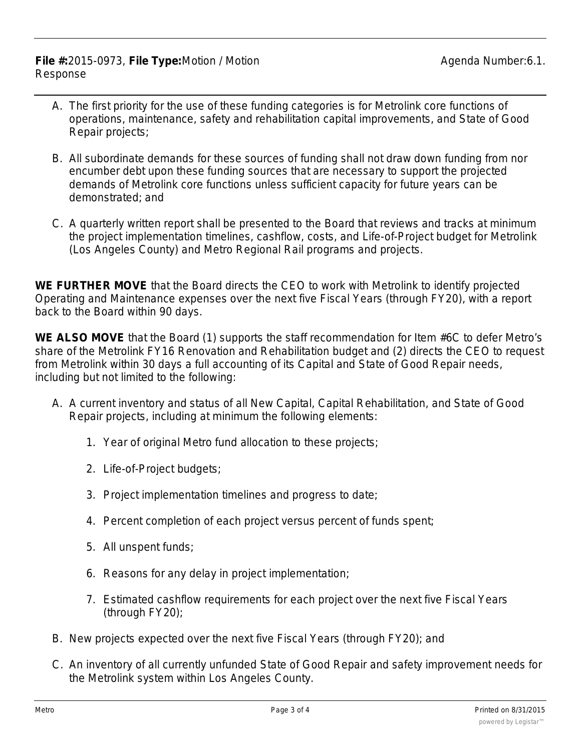A. The first priority for the use of these funding categories is for Metrolink core functions of operations, maintenance, safety and rehabilitation capital improvements, and State of Good Repair projects;

B. All subordinate demands for these sources of funding shall not draw down funding from nor encumber debt upon these funding sources that are necessary to support the projected demands of Metrolink core functions unless sufficient capacity for future years can be demonstrated; and

C. A quarterly written report shall be presented to the Board that reviews and tracks at minimum the project implementation timelines, cashflow, costs, and Life-of-Project budget for Metrolink (Los Angeles County) and Metro Regional Rail programs and projects.

**WE FURTHER MOVE** that the Board directs the CEO to work with Metrolink to identify projected Operating and Maintenance expenses over the next five Fiscal Years (through FY20), with a report back to the Board within 90 days.

**WE ALSO MOVE** that the Board (1) supports the staff recommendation for Item #6C to defer Metro's share of the Metrolink FY16 Renovation and Rehabilitation budget and (2) directs the CEO to request from Metrolink within 30 days a full accounting of its Capital and State of Good Repair needs, including but not limited to the following:

A. A current inventory and status of all New Capital, Capital Rehabilitation, and State of Good Repair projects, including at minimum the following elements:

   1. Year of original Metro fund allocation to these projects;

   2. Life-of-Project budgets;

   3. Project implementation timelines and progress to date;

   4. Percent completion of each project versus percent of funds spent;

   5. All unspent funds;

   6. Reasons for any delay in project implementation;

   7. Estimated cashflow requirements for each project over the next five Fiscal Years (through FY20);

B. New projects expected over the next five Fiscal Years (through FY20); and

C. An inventory of all currently unfunded State of Good Repair and safety improvement needs for the Metrolink system within Los Angeles County.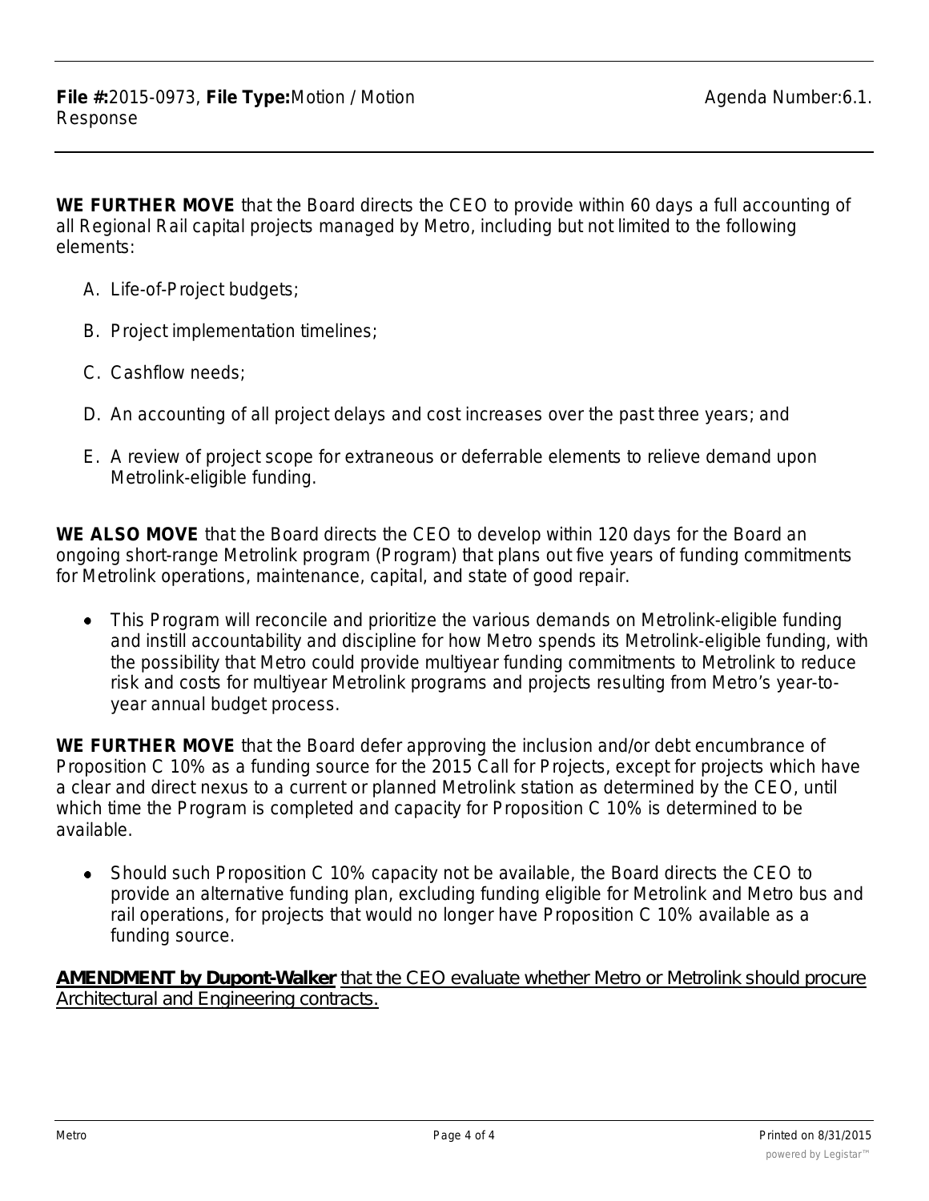**File #:** 2015-0973, **File Type:** Motion / Motion Response

Agenda Number: 6.1.

**WE FURTHER MOVE** that the Board directs the CEO to provide within 60 days a full accounting of all Regional Rail capital projects managed by Metro, including but not limited to the following elements:

A. Life-of-Project budgets;

B. Project implementation timelines;

C. Cashflow needs;

D. An accounting of all project delays and cost increases over the past three years; and

E. A review of project scope for extraneous or deferrable elements to relieve demand upon Metrolink-eligible funding.

**WE ALSO MOVE** that the Board directs the CEO to develop within 120 days for the Board an ongoing short-range Metrolink program (Program) that plans out five years of funding commitments for Metrolink operations, maintenance, capital, and state of good repair.

- This Program will reconcile and prioritize the various demands on Metrolink-eligible funding and instill accountability and discipline for how Metro spends its Metrolink-eligible funding, with the possibility that Metro could provide multiyear funding commitments to Metrolink to reduce risk and costs for multiyear Metrolink programs and projects resulting from Metro's year-to-year annual budget process.

**WE FURTHER MOVE** that the Board defer approving the inclusion and/or debt encumbrance of Proposition C 10% as a funding source for the 2015 Call for Projects, except for projects which have a clear and direct nexus to a current or planned Metrolink station as determined by the CEO, until which time the Program is completed and capacity for Proposition C 10% is determined to be available.

- Should such Proposition C 10% capacity not be available, the Board directs the CEO to provide an alternative funding plan, excluding funding eligible for Metrolink and Metro bus and rail operations, for projects that would no longer have Proposition C 10% available as a funding source.

<u>**AMENDMENT by Dupont-Walker** that the CEO evaluate whether Metro or Metrolink should procure Architectural and Engineering contracts.</u>